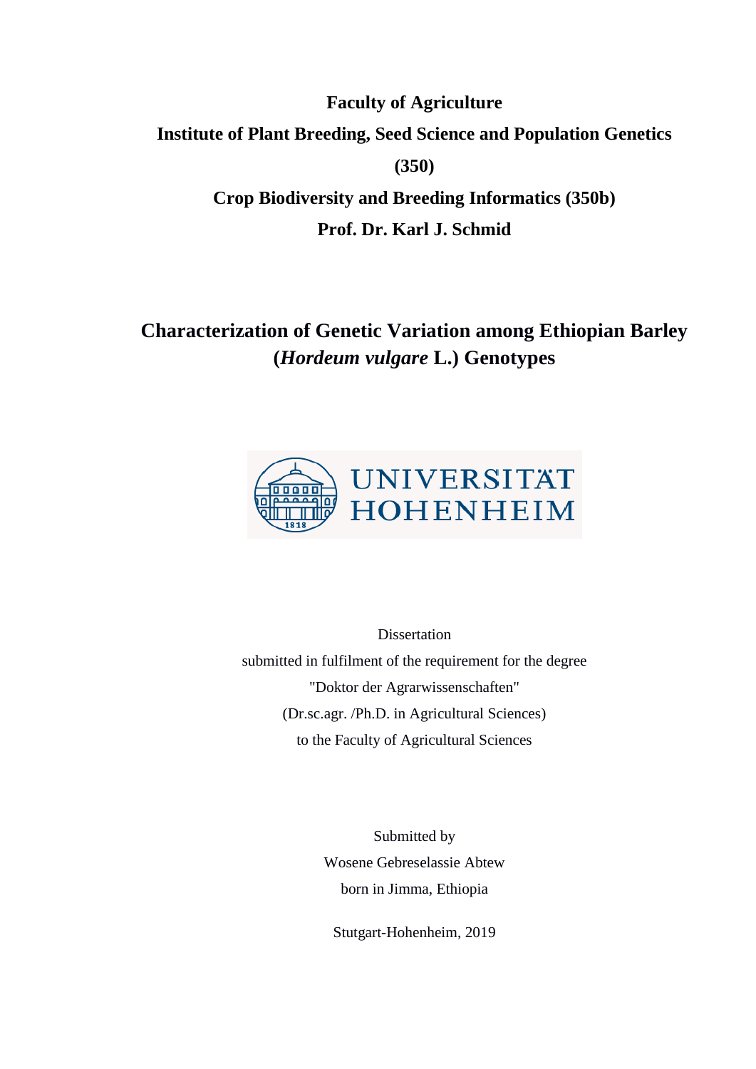**Faculty of Agriculture**

**Institute of Plant Breeding, Seed Science and Population Genetics (350)**

**Crop Biodiversity and Breeding Informatics (350b)**

**Prof. Dr. Karl J. Schmid**

# Characterization of Genetic Variation among Ethiopian Barley (*Hordeum vulgare* L.) Genotypes

UNIVERSITÄT HOHENHEIM

Dissertation

submitted in fulfilment of the requirement for the degree

"Doktor der Agrarwissenschaften"

(Dr.sc.agr. /Ph.D. in Agricultural Sciences)

to the Faculty of Agricultural Sciences

Submitted by

Wosene Gebreselassie Abtew

born in Jimma, Ethiopia

Stutgart-Hohenheim, 2019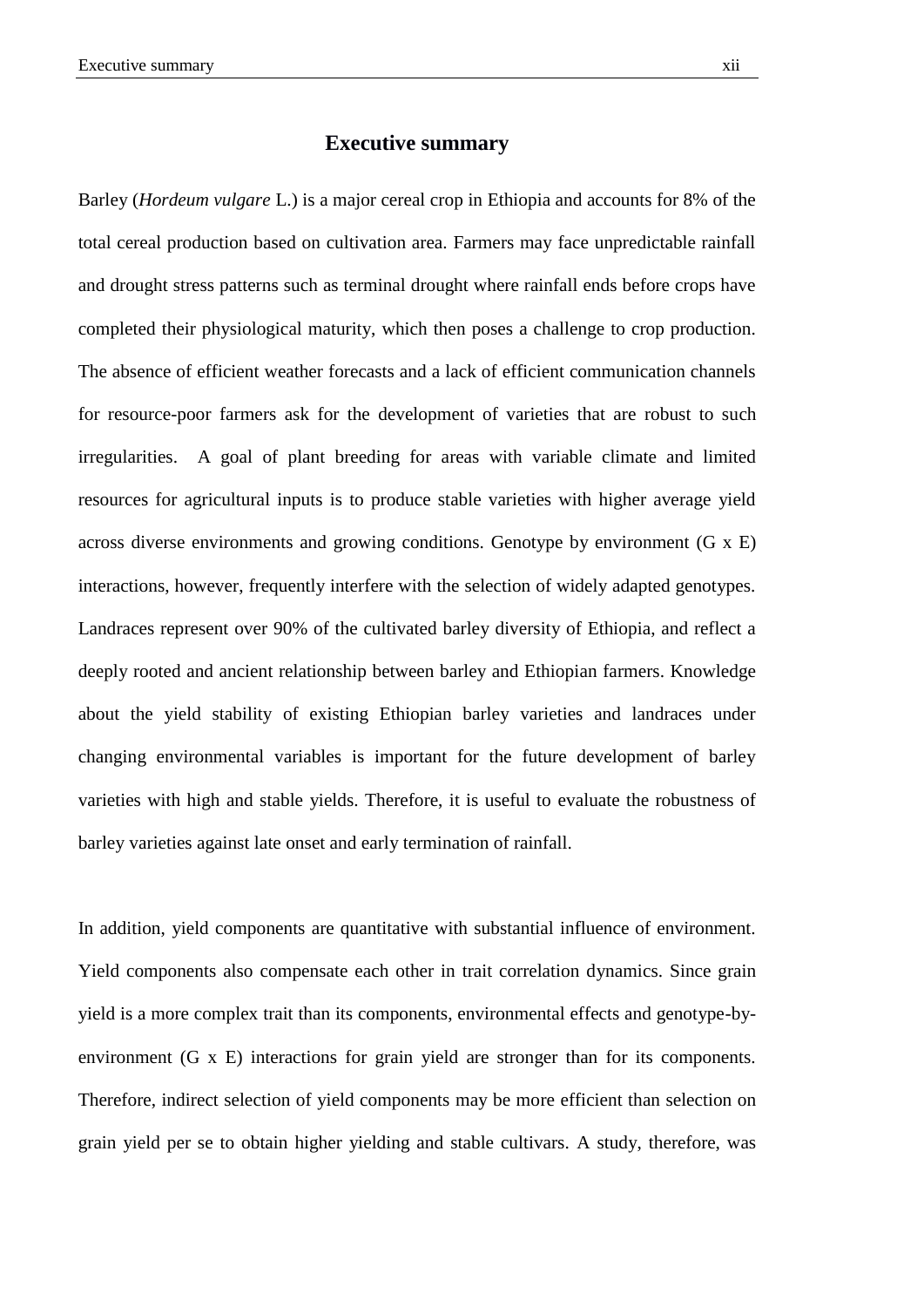# Executive summary

Barley (*Hordeum vulgare* L.) is a major cereal crop in Ethiopia and accounts for 8% of the total cereal production based on cultivation area. Farmers may face unpredictable rainfall and drought stress patterns such as terminal drought where rainfall ends before crops have completed their physiological maturity, which then poses a challenge to crop production. The absence of efficient weather forecasts and a lack of efficient communication channels for resource-poor farmers ask for the development of varieties that are robust to such irregularities. A goal of plant breeding for areas with variable climate and limited resources for agricultural inputs is to produce stable varieties with higher average yield across diverse environments and growing conditions. Genotype by environment (G x E) interactions, however, frequently interfere with the selection of widely adapted genotypes. Landraces represent over 90% of the cultivated barley diversity of Ethiopia, and reflect a deeply rooted and ancient relationship between barley and Ethiopian farmers. Knowledge about the yield stability of existing Ethiopian barley varieties and landraces under changing environmental variables is important for the future development of barley varieties with high and stable yields. Therefore, it is useful to evaluate the robustness of barley varieties against late onset and early termination of rainfall.

In addition, yield components are quantitative with substantial influence of environment. Yield components also compensate each other in trait correlation dynamics. Since grain yield is a more complex trait than its components, environmental effects and genotype-by-environment (G x E) interactions for grain yield are stronger than for its components. Therefore, indirect selection of yield components may be more efficient than selection on grain yield per se to obtain higher yielding and stable cultivars. A study, therefore, was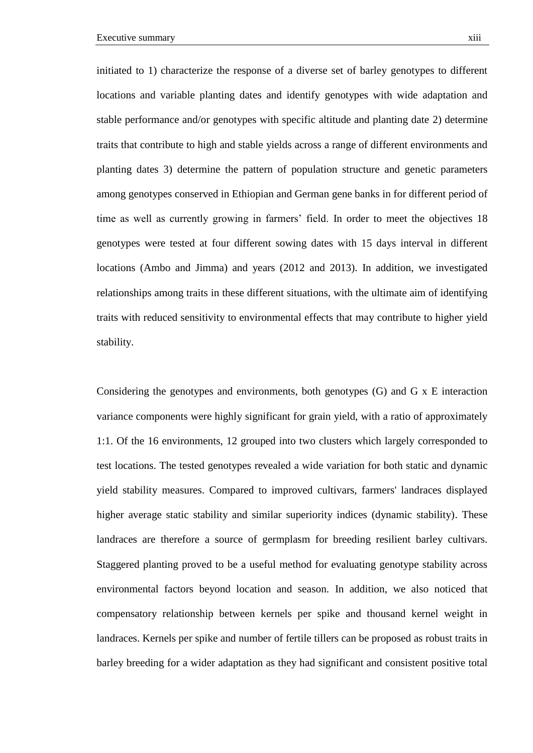initiated to 1) characterize the response of a diverse set of barley genotypes to different locations and variable planting dates and identify genotypes with wide adaptation and stable performance and/or genotypes with specific altitude and planting date 2) determine traits that contribute to high and stable yields across a range of different environments and planting dates 3) determine the pattern of population structure and genetic parameters among genotypes conserved in Ethiopian and German gene banks in for different period of time as well as currently growing in farmers' field. In order to meet the objectives 18 genotypes were tested at four different sowing dates with 15 days interval in different locations (Ambo and Jimma) and years (2012 and 2013). In addition, we investigated relationships among traits in these different situations, with the ultimate aim of identifying traits with reduced sensitivity to environmental effects that may contribute to higher yield stability.

Considering the genotypes and environments, both genotypes (G) and G x E interaction variance components were highly significant for grain yield, with a ratio of approximately 1:1. Of the 16 environments, 12 grouped into two clusters which largely corresponded to test locations. The tested genotypes revealed a wide variation for both static and dynamic yield stability measures. Compared to improved cultivars, farmers' landraces displayed higher average static stability and similar superiority indices (dynamic stability). These landraces are therefore a source of germplasm for breeding resilient barley cultivars. Staggered planting proved to be a useful method for evaluating genotype stability across environmental factors beyond location and season. In addition, we also noticed that compensatory relationship between kernels per spike and thousand kernel weight in landraces. Kernels per spike and number of fertile tillers can be proposed as robust traits in barley breeding for a wider adaptation as they had significant and consistent positive total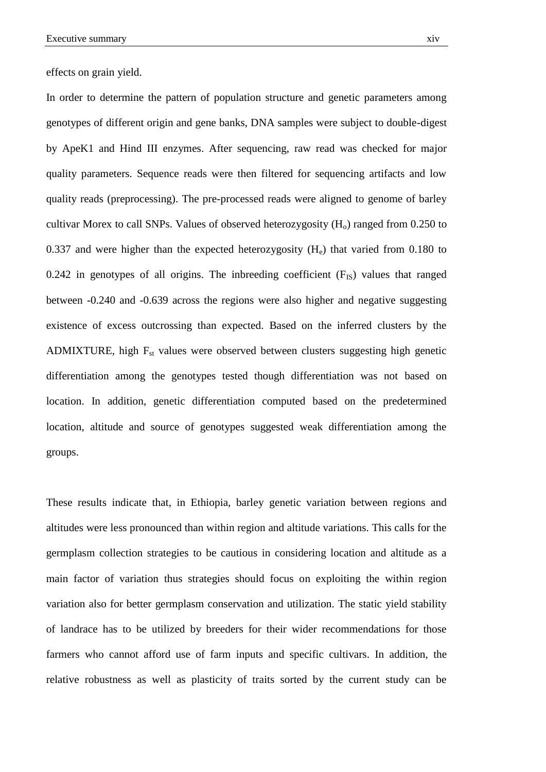effects on grain yield.

In order to determine the pattern of population structure and genetic parameters among genotypes of different origin and gene banks, DNA samples were subject to double-digest by ApeK1 and Hind III enzymes. After sequencing, raw read was checked for major quality parameters. Sequence reads were then filtered for sequencing artifacts and low quality reads (preprocessing). The pre-processed reads were aligned to genome of barley cultivar Morex to call SNPs. Values of observed heterozygosity ($H_o$) ranged from 0.250 to 0.337 and were higher than the expected heterozygosity ($H_e$) that varied from 0.180 to 0.242 in genotypes of all origins. The inbreeding coefficient ($F_{IS}$) values that ranged between -0.240 and -0.639 across the regions were also higher and negative suggesting existence of excess outcrossing than expected. Based on the inferred clusters by the ADMIXTURE, high $F_{st}$ values were observed between clusters suggesting high genetic differentiation among the genotypes tested though differentiation was not based on location. In addition, genetic differentiation computed based on the predetermined location, altitude and source of genotypes suggested weak differentiation among the groups.

These results indicate that, in Ethiopia, barley genetic variation between regions and altitudes were less pronounced than within region and altitude variations. This calls for the germplasm collection strategies to be cautious in considering location and altitude as a main factor of variation thus strategies should focus on exploiting the within region variation also for better germplasm conservation and utilization. The static yield stability of landrace has to be utilized by breeders for their wider recommendations for those farmers who cannot afford use of farm inputs and specific cultivars. In addition, the relative robustness as well as plasticity of traits sorted by the current study can be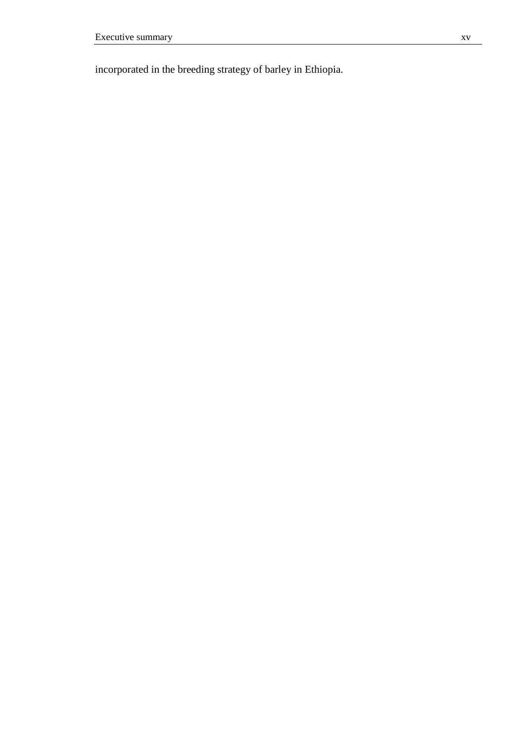incorporated in the breeding strategy of barley in Ethiopia.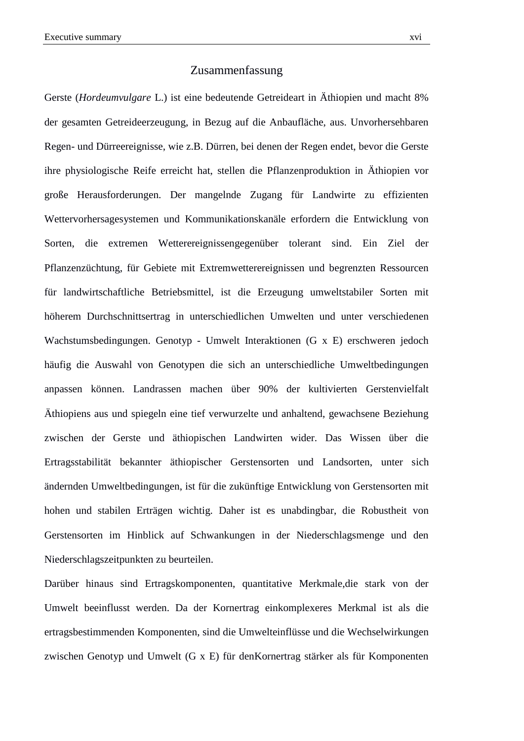## Zusammenfassung

Gerste (*Hordeumvulgare* L.) ist eine bedeutende Getreideart in Äthiopien und macht 8% der gesamten Getreideerzeugung, in Bezug auf die Anbaufläche, aus. Unvorhersehbaren Regen- und Dürreereignisse, wie z.B. Dürren, bei denen der Regen endet, bevor die Gerste ihre physiologische Reife erreicht hat, stellen die Pflanzenproduktion in Äthiopien vor große Herausforderungen. Der mangelnde Zugang für Landwirte zu effizienten Wettervorhersagesystemen und Kommunikationskanäle erfordern die Entwicklung von Sorten, die extremen Wetterereignissengegenüber tolerant sind. Ein Ziel der Pflanzenzüchtung, für Gebiete mit Extremwetterereignissen und begrenzten Ressourcen für landwirtschaftliche Betriebsmittel, ist die Erzeugung umweltstabiler Sorten mit höherem Durchschnittsertrag in unterschiedlichen Umwelten und unter verschiedenen Wachstumsbedingungen. Genotyp - Umwelt Interaktionen (G x E) erschweren jedoch häufig die Auswahl von Genotypen die sich an unterschiedliche Umweltbedingungen anpassen können. Landrassen machen über 90% der kultivierten Gerstenvielfalt Äthiopiens aus und spiegeln eine tief verwurzelte und anhaltend, gewachsene Beziehung zwischen der Gerste und äthiopischen Landwirten wider. Das Wissen über die Ertragsstabilität bekannter äthiopischer Gerstensorten und Landsorten, unter sich ändernden Umweltbedingungen, ist für die zukünftige Entwicklung von Gerstensorten mit hohen und stabilen Erträgen wichtig. Daher ist es unabdingbar, die Robustheit von Gerstensorten im Hinblick auf Schwankungen in der Niederschlagsmenge und den Niederschlagszeitpunkten zu beurteilen.

Darüber hinaus sind Ertragskomponenten, quantitative Merkmale,die stark von der Umwelt beeinflusst werden. Da der Kornertrag einkomplexeres Merkmal ist als die ertragsbestimmenden Komponenten, sind die Umwelteinflüsse und die Wechselwirkungen zwischen Genotyp und Umwelt (G x E) für denKornertrag stärker als für Komponenten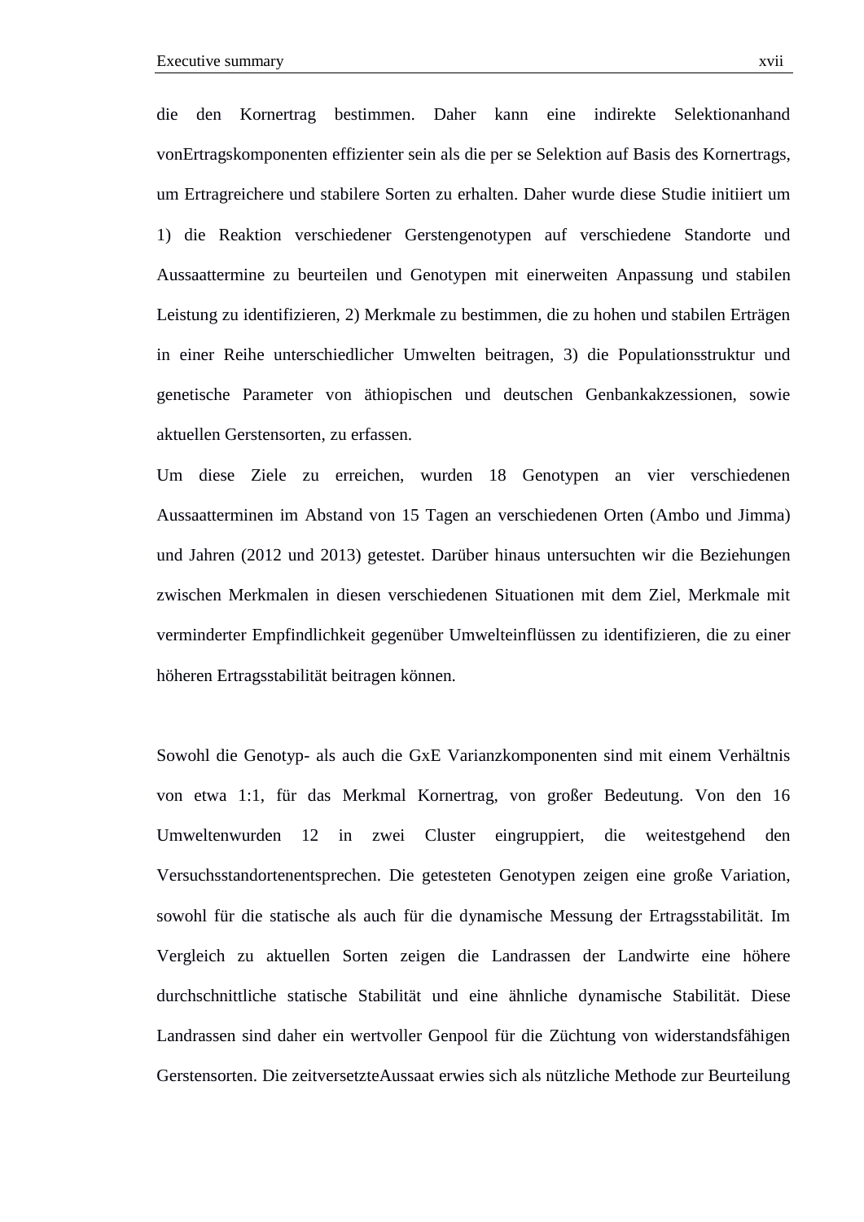die den Kornertrag bestimmen. Daher kann eine indirekte Selektionanhand vonErtragskomponenten effizienter sein als die per se Selektion auf Basis des Kornertrags, um Ertragreichere und stabilere Sorten zu erhalten. Daher wurde diese Studie initiiert um 1) die Reaktion verschiedener Gerstengenotypen auf verschiedene Standorte und Aussaattermine zu beurteilen und Genotypen mit einerweiten Anpassung und stabilen Leistung zu identifizieren, 2) Merkmale zu bestimmen, die zu hohen und stabilen Erträgen in einer Reihe unterschiedlicher Umwelten beitragen, 3) die Populationsstruktur und genetische Parameter von äthiopischen und deutschen Genbankakzessionen, sowie aktuellen Gerstensorten, zu erfassen.

Um diese Ziele zu erreichen, wurden 18 Genotypen an vier verschiedenen Aussaatterminen im Abstand von 15 Tagen an verschiedenen Orten (Ambo und Jimma) und Jahren (2012 und 2013) getestet. Darüber hinaus untersuchten wir die Beziehungen zwischen Merkmalen in diesen verschiedenen Situationen mit dem Ziel, Merkmale mit verminderter Empfindlichkeit gegenüber Umwelteinflüssen zu identifizieren, die zu einer höheren Ertragsstabilität beitragen können.

Sowohl die Genotyp- als auch die GxE Varianzkomponenten sind mit einem Verhältnis von etwa 1:1, für das Merkmal Kornertrag, von großer Bedeutung. Von den 16 Umweltenwurden 12 in zwei Cluster eingruppiert, die weitestgehend den Versuchsstandortenentsprechen. Die getesteten Genotypen zeigen eine große Variation, sowohl für die statische als auch für die dynamische Messung der Ertragsstabilität. Im Vergleich zu aktuellen Sorten zeigen die Landrassen der Landwirte eine höhere durchschnittliche statische Stabilität und eine ähnliche dynamische Stabilität. Diese Landrassen sind daher ein wertvoller Genpool für die Züchtung von widerstandsfähigen Gerstensorten. Die zeitversetzteAussaat erwies sich als nützliche Methode zur Beurteilung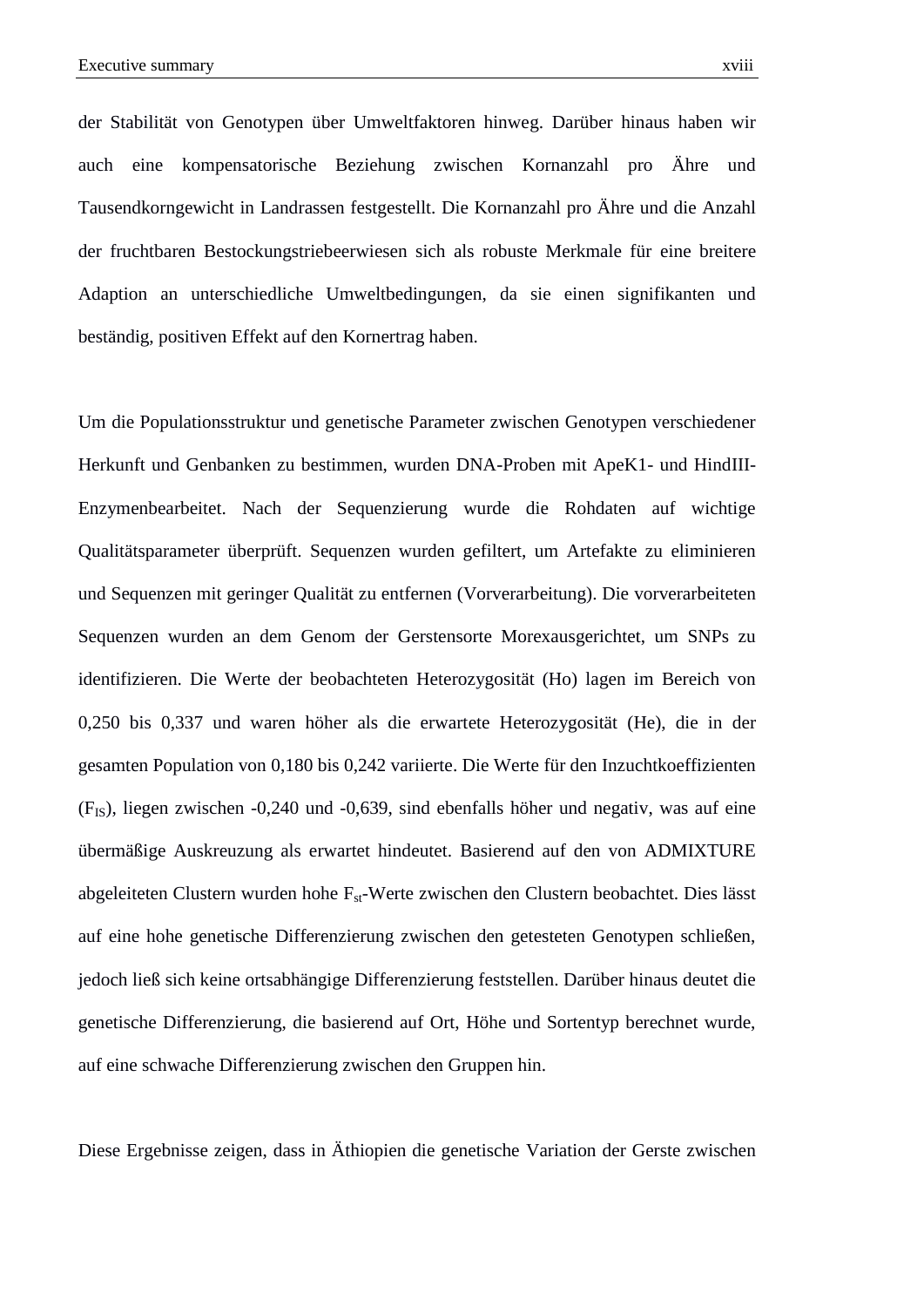der Stabilität von Genotypen über Umweltfaktoren hinweg. Darüber hinaus haben wir auch eine kompensatorische Beziehung zwischen Kornanzahl pro Ähre und Tausendkorngewicht in Landrassen festgestellt. Die Kornanzahl pro Ähre und die Anzahl der fruchtbaren Bestockungstriebeerwiesen sich als robuste Merkmale für eine breitere Adaption an unterschiedliche Umweltbedingungen, da sie einen signifikanten und beständig, positiven Effekt auf den Kornertrag haben.

Um die Populationsstruktur und genetische Parameter zwischen Genotypen verschiedener Herkunft und Genbanken zu bestimmen, wurden DNA-Proben mit ApeK1- und HindIII-Enzymenbearbeitet. Nach der Sequenzierung wurde die Rohdaten auf wichtige Qualitätsparameter überprüft. Sequenzen wurden gefiltert, um Artefakte zu eliminieren und Sequenzen mit geringer Qualität zu entfernen (Vorverarbeitung). Die vorverarbeiteten Sequenzen wurden an dem Genom der Gerstensorte Morexausgerichtet, um SNPs zu identifizieren. Die Werte der beobachteten Heterozygosität (Ho) lagen im Bereich von 0,250 bis 0,337 und waren höher als die erwartete Heterozygosität (He), die in der gesamten Population von 0,180 bis 0,242 variierte. Die Werte für den Inzuchtkoeffizienten ($F_{IS}$), liegen zwischen -0,240 und -0,639, sind ebenfalls höher und negativ, was auf eine übermäßige Auskreuzung als erwartet hindeutet. Basierend auf den von ADMIXTURE abgeleiteten Clustern wurden hohe $F_{st}$-Werte zwischen den Clustern beobachtet. Dies lässt auf eine hohe genetische Differenzierung zwischen den getesteten Genotypen schließen, jedoch ließ sich keine ortsabhängige Differenzierung feststellen. Darüber hinaus deutet die genetische Differenzierung, die basierend auf Ort, Höhe und Sortentyp berechnet wurde, auf eine schwache Differenzierung zwischen den Gruppen hin.

Diese Ergebnisse zeigen, dass in Äthiopien die genetische Variation der Gerste zwischen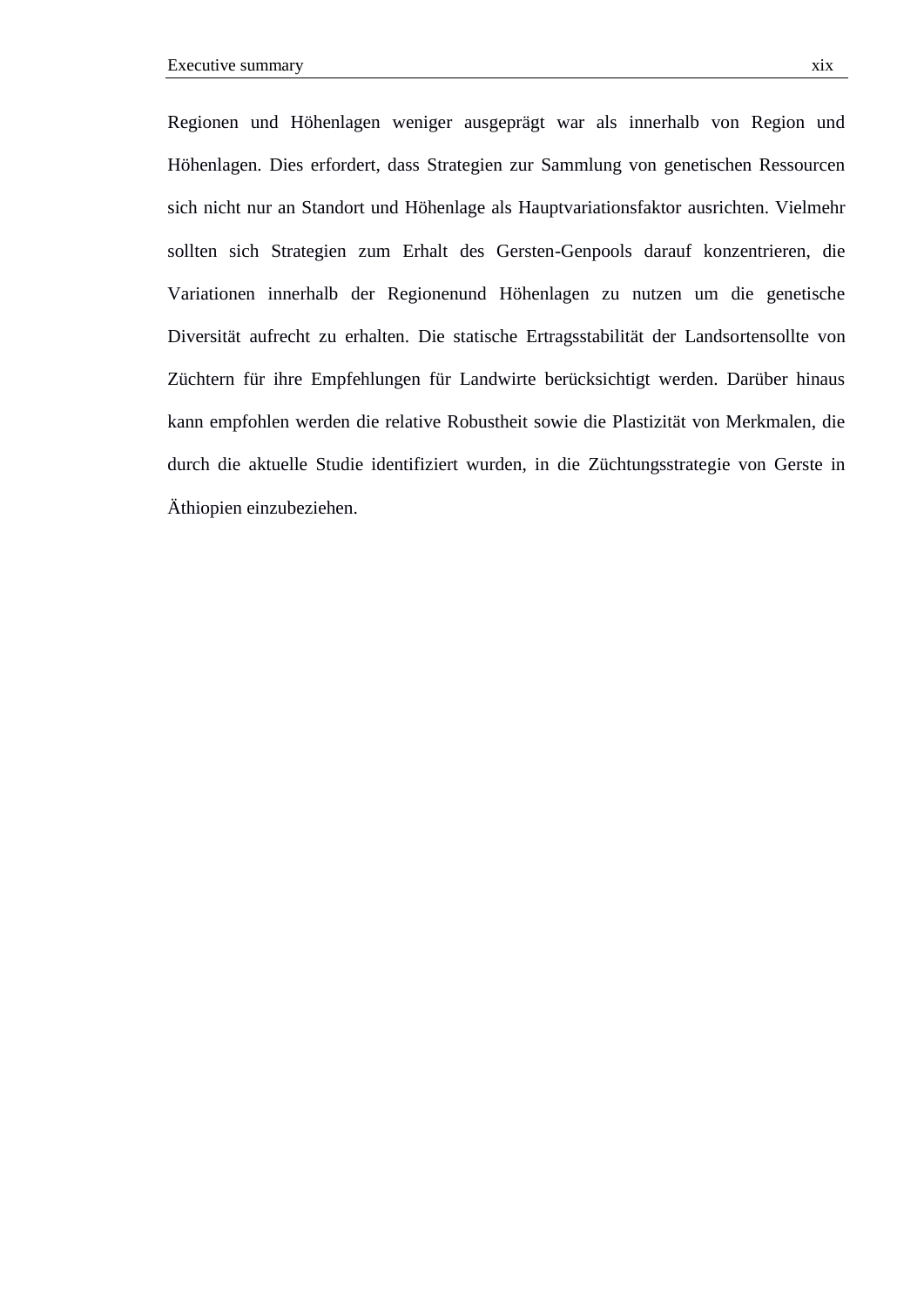Regionen und Höhenlagen weniger ausgeprägt war als innerhalb von Region und Höhenlagen. Dies erfordert, dass Strategien zur Sammlung von genetischen Ressourcen sich nicht nur an Standort und Höhenlage als Hauptvariationsfaktor ausrichten. Vielmehr sollten sich Strategien zum Erhalt des Gersten-Genpools darauf konzentrieren, die Variationen innerhalb der Regionenund Höhenlagen zu nutzen um die genetische Diversität aufrecht zu erhalten. Die statische Ertragsstabilität der Landsortensollte von Züchtern für ihre Empfehlungen für Landwirte berücksichtigt werden. Darüber hinaus kann empfohlen werden die relative Robustheit sowie die Plastizität von Merkmalen, die durch die aktuelle Studie identifiziert wurden, in die Züchtungsstrategie von Gerste in Äthiopien einzubeziehen.